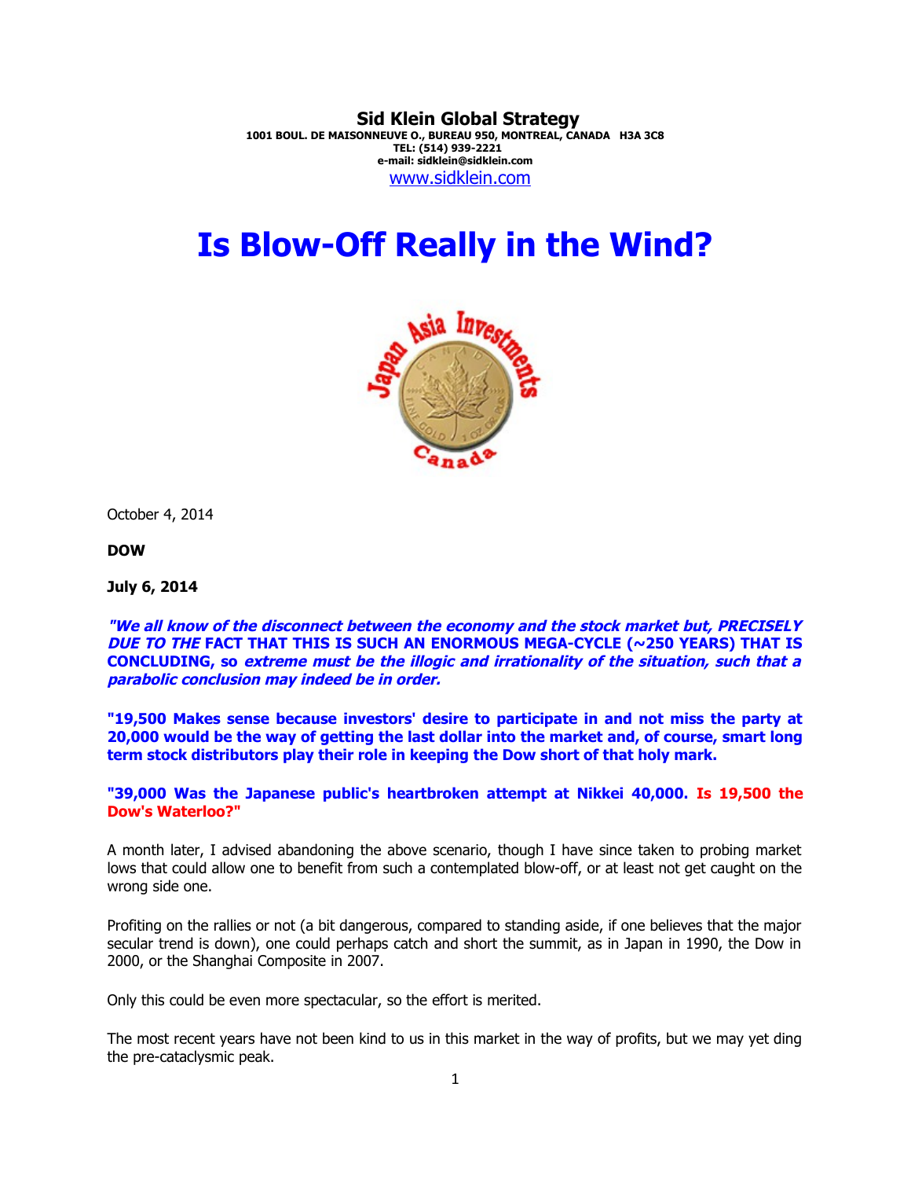**Sid Klein Global Strategy**
**1001 BOUL. DE MAISONNEUVE O., BUREAU 950, MONTREAL, CANADA H3A 3C8**
**TEL: (514) 939-2221**
**e-mail: sidklein@sidklein.com**
www.sidklein.com

# Is Blow-Off Really in the Wind?

October 4, 2014

**DOW**

**July 6, 2014**

***"We all know of the disconnect between the economy and the stock market but, PRECISELY DUE TO THE*** **FACT THAT THIS IS SUCH AN ENORMOUS MEGA-CYCLE (~250 YEARS) THAT IS CONCLUDING,** ***so extreme must be the illogic and irrationality of the situation, such that a parabolic conclusion may indeed be in order.***

**"19,500 Makes sense because investors' desire to participate in and not miss the party at 20,000 would be the way of getting the last dollar into the market and, of course, smart long term stock distributors play their role in keeping the Dow short of that holy mark.**

**"39,000 Was the Japanese public's heartbroken attempt at Nikkei 40,000. Is 19,500 the Dow's Waterloo?"**

A month later, I advised abandoning the above scenario, though I have since taken to probing market lows that could allow one to benefit from such a contemplated blow-off, or at least not get caught on the wrong side one.

Profiting on the rallies or not (a bit dangerous, compared to standing aside, if one believes that the major secular trend is down), one could perhaps catch and short the summit, as in Japan in 1990, the Dow in 2000, or the Shanghai Composite in 2007.

Only this could be even more spectacular, so the effort is merited.

The most recent years have not been kind to us in this market in the way of profits, but we may yet ding the pre-cataclysmic peak.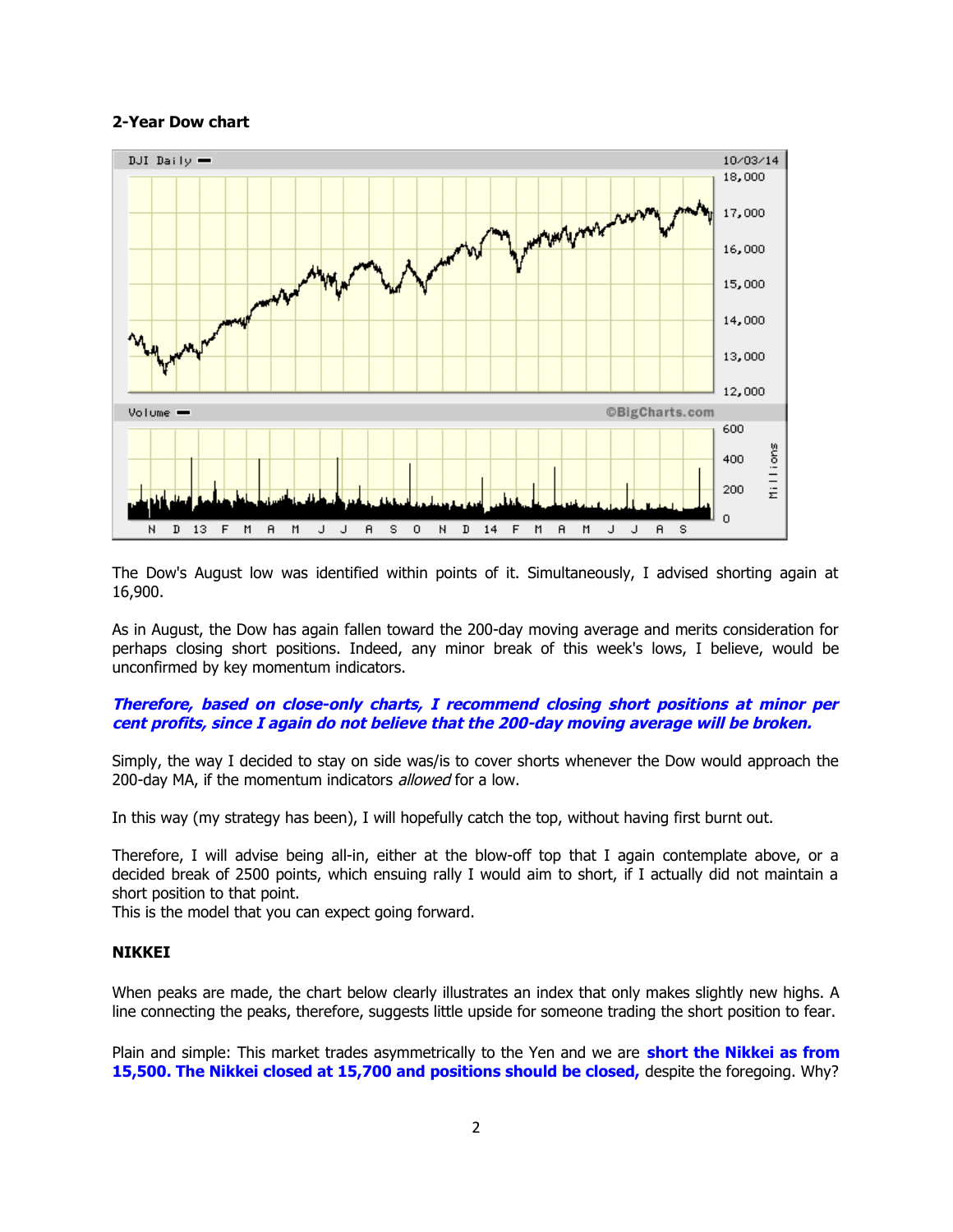**2-Year Dow chart**

The Dow's August low was identified within points of it. Simultaneously, I advised shorting again at 16,900.

As in August, the Dow has again fallen toward the 200-day moving average and merits consideration for perhaps closing short positions. Indeed, any minor break of this week's lows, I believe, would be unconfirmed by key momentum indicators.

***Therefore, based on close-only charts, I recommend closing short positions at minor per cent profits, since I again do not believe that the 200-day moving average will be broken.***

Simply, the way I decided to stay on side was/is to cover shorts whenever the Dow would approach the 200-day MA, if the momentum indicators *allowed* for a low.

In this way (my strategy has been), I will hopefully catch the top, without having first burnt out.

Therefore, I will advise being all-in, either at the blow-off top that I again contemplate above, or a decided break of 2500 points, which ensuing rally I would aim to short, if I actually did not maintain a short position to that point.
This is the model that you can expect going forward.

**NIKKEI**

When peaks are made, the chart below clearly illustrates an index that only makes slightly new highs. A line connecting the peaks, therefore, suggests little upside for someone trading the short position to fear.

Plain and simple: This market trades asymmetrically to the Yen and we are **short the Nikkei as from 15,500. The Nikkei closed at 15,700 and positions should be closed,** despite the foregoing. Why?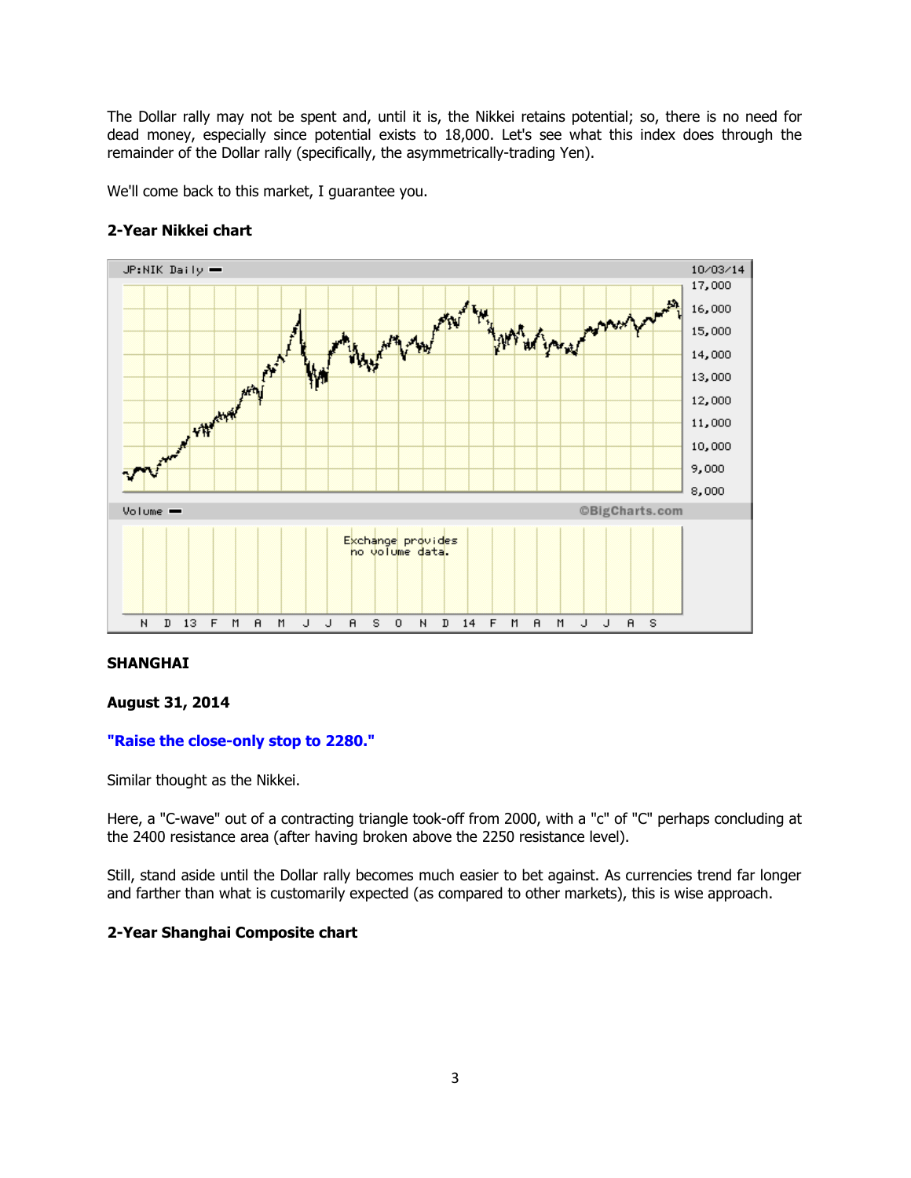The Dollar rally may not be spent and, until it is, the Nikkei retains potential; so, there is no need for dead money, especially since potential exists to 18,000. Let's see what this index does through the remainder of the Dollar rally (specifically, the asymmetrically-trading Yen).

We'll come back to this market, I guarantee you.

**2-Year Nikkei chart**

**SHANGHAI**

**August 31, 2014**

**"Raise the close-only stop to 2280."**

Similar thought as the Nikkei.

Here, a "C-wave" out of a contracting triangle took-off from 2000, with a "c" of "C" perhaps concluding at the 2400 resistance area (after having broken above the 2250 resistance level).

Still, stand aside until the Dollar rally becomes much easier to bet against. As currencies trend far longer and farther than what is customarily expected (as compared to other markets), this is wise approach.

**2-Year Shanghai Composite chart**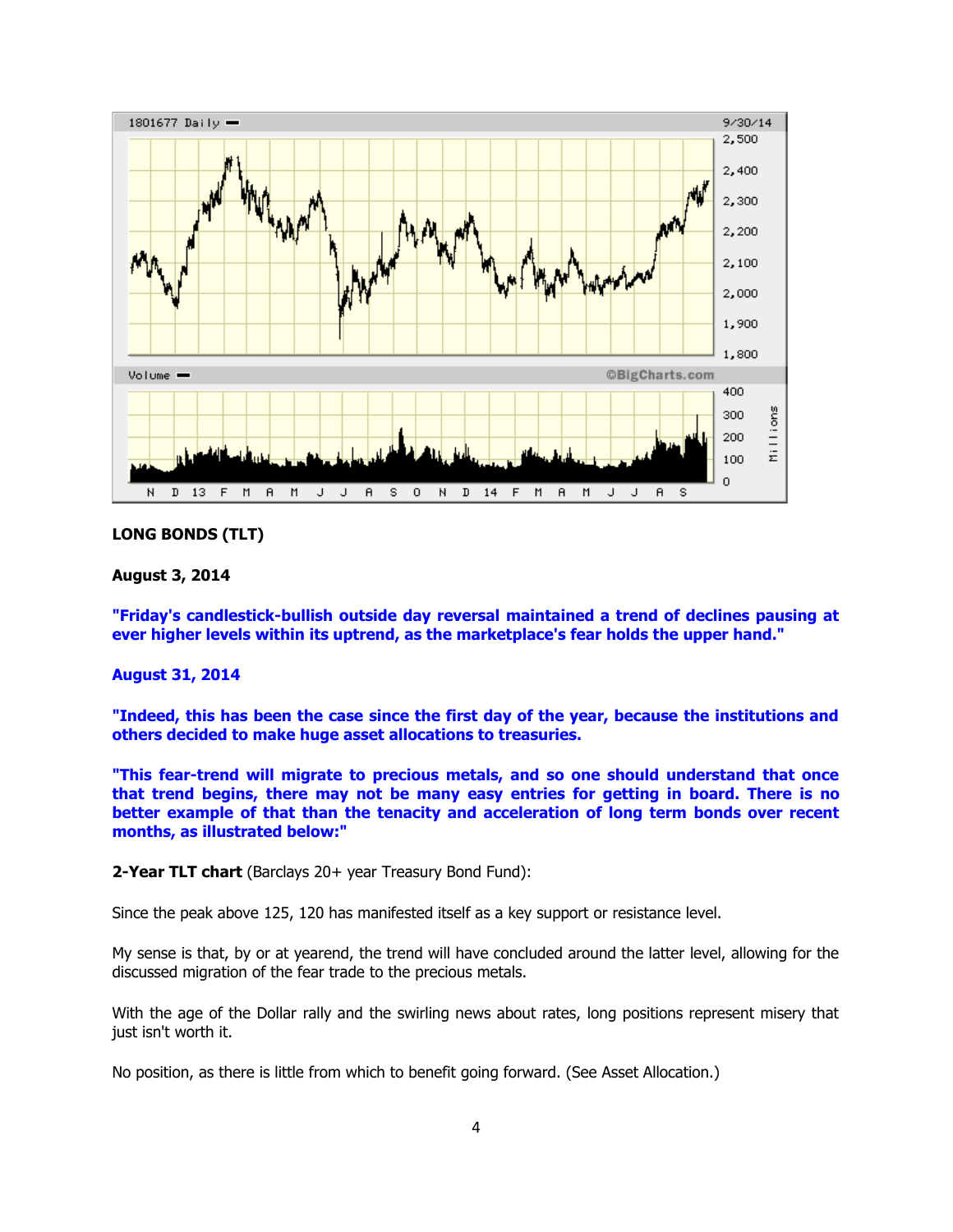**LONG BONDS (TLT)**

**August 3, 2014**

**"Friday's candlestick-bullish outside day reversal maintained a trend of declines pausing at ever higher levels within its uptrend, as the marketplace's fear holds the upper hand."**

**August 31, 2014**

**"Indeed, this has been the case since the first day of the year, because the institutions and others decided to make huge asset allocations to treasuries.**

**"This fear-trend will migrate to precious metals, and so one should understand that once that trend begins, there may not be many easy entries for getting in board. There is no better example of that than the tenacity and acceleration of long term bonds over recent months, as illustrated below:"**

**2-Year TLT chart** (Barclays 20+ year Treasury Bond Fund):

Since the peak above 125, 120 has manifested itself as a key support or resistance level.

My sense is that, by or at yearend, the trend will have concluded around the latter level, allowing for the discussed migration of the fear trade to the precious metals.

With the age of the Dollar rally and the swirling news about rates, long positions represent misery that just isn't worth it.

No position, as there is little from which to benefit going forward. (See Asset Allocation.)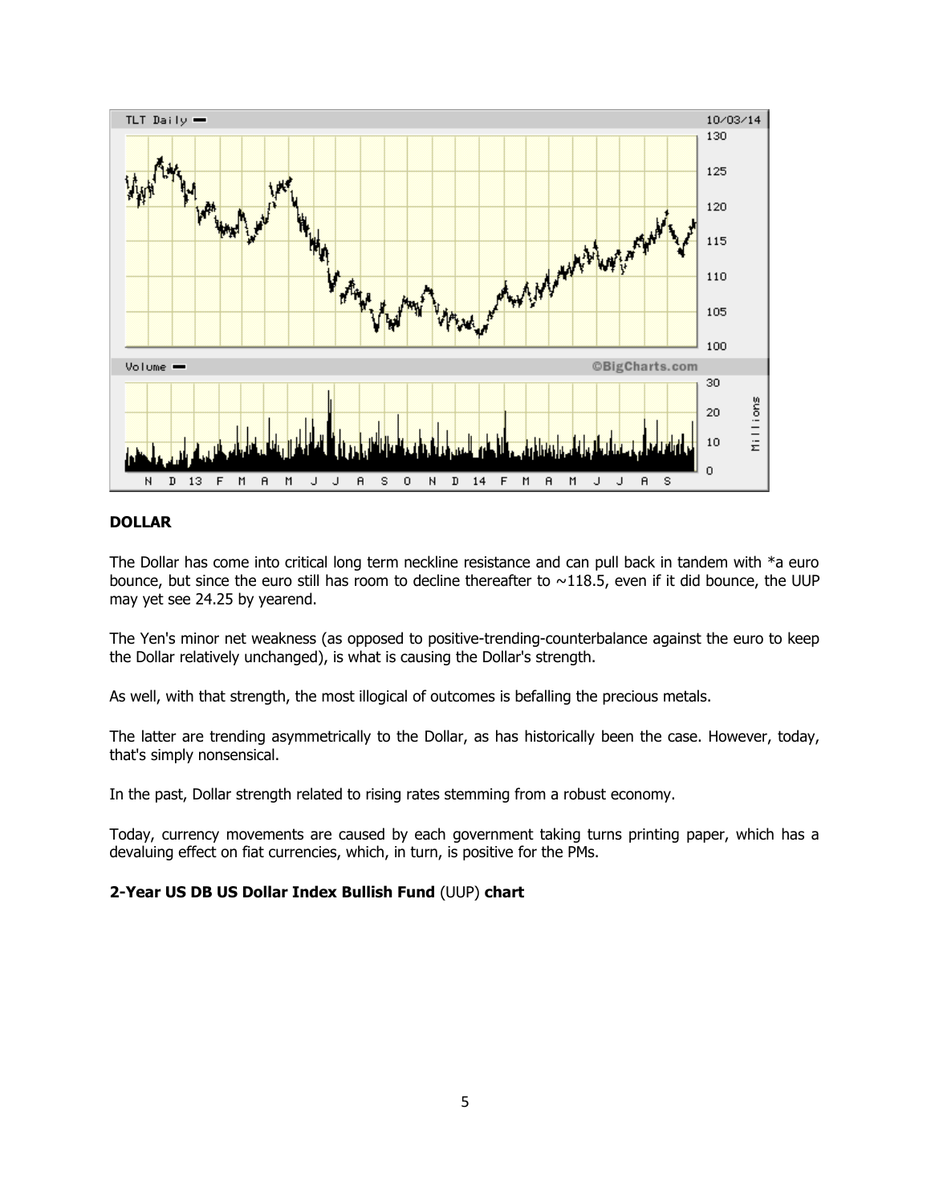## DOLLAR

The Dollar has come into critical long term neckline resistance and can pull back in tandem with *a euro bounce, but since the euro still has room to decline thereafter to ~118.5, even if it did bounce, the UUP may yet see 24.25 by yearend.

The Yen's minor net weakness (as opposed to positive-trending-counterbalance against the euro to keep the Dollar relatively unchanged), is what is causing the Dollar's strength.

As well, with that strength, the most illogical of outcomes is befalling the precious metals.

The latter are trending asymmetrically to the Dollar, as has historically been the case. However, today, that's simply nonsensical.

In the past, Dollar strength related to rising rates stemming from a robust economy.

Today, currency movements are caused by each government taking turns printing paper, which has a devaluing effect on fiat currencies, which, in turn, is positive for the PMs.

**2-Year US DB US Dollar Index Bullish Fund** (UUP) **chart**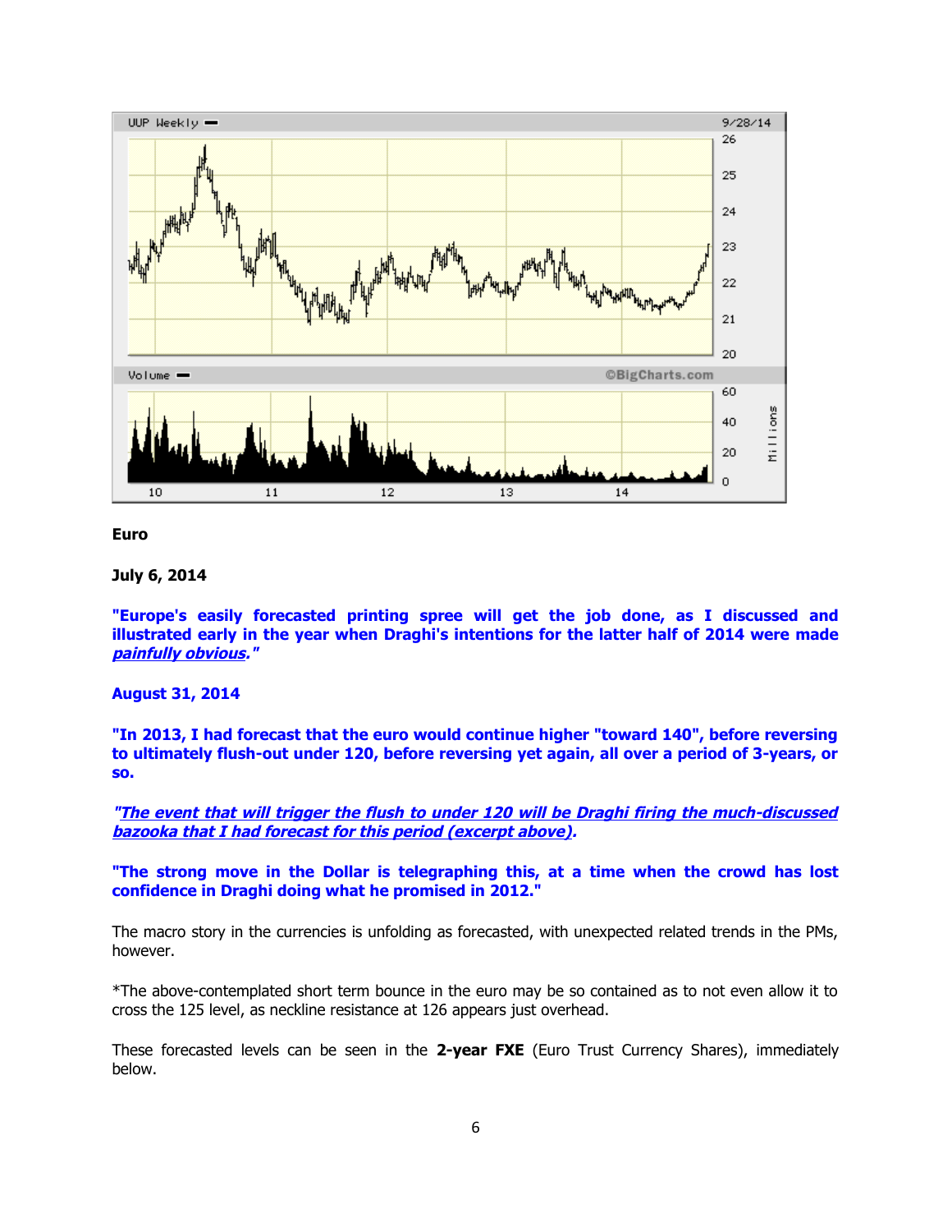**Euro**

**July 6, 2014**

**"Europe's easily forecasted printing spree will get the job done, as I discussed and illustrated early in the year when Draghi's intentions for the latter half of 2014 were made *painfully obvious*."**

**August 31, 2014**

**"In 2013, I had forecast that the euro would continue higher "toward 140", before reversing to ultimately flush-out under 120, before reversing yet again, all over a period of 3-years, or so.**

***"The event that will trigger the flush to under 120 will be Draghi firing the much-discussed bazooka that I had forecast for this period (excerpt above).***

**"The strong move in the Dollar is telegraphing this, at a time when the crowd has lost confidence in Draghi doing what he promised in 2012."**

The macro story in the currencies is unfolding as forecasted, with unexpected related trends in the PMs, however.

*The above-contemplated short term bounce in the euro may be so contained as to not even allow it to cross the 125 level, as neckline resistance at 126 appears just overhead.

These forecasted levels can be seen in the **2-year FXE** (Euro Trust Currency Shares), immediately below.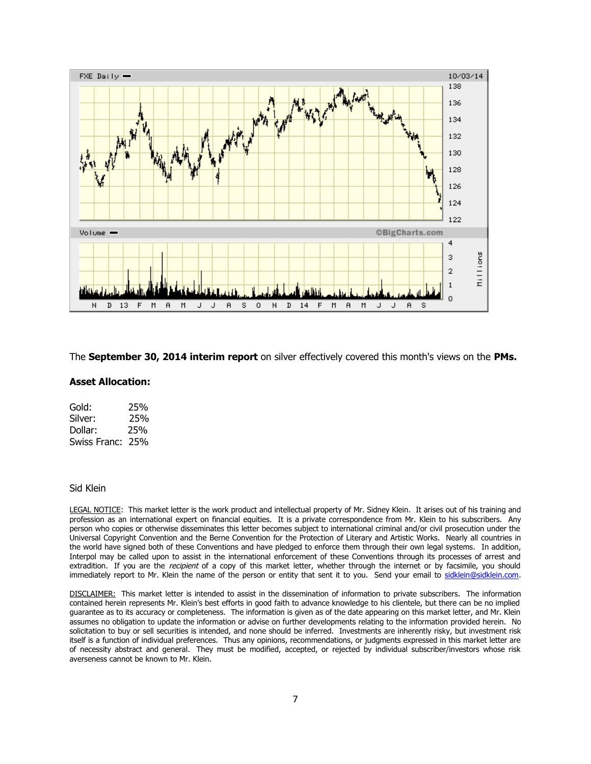FXE Daily
10/03/14
138
136
134
132
130
128
126
124
122
Volume
©BigCharts.com
4
3
2
1
0
Millions
N D 13 F M A M J J A S O N D 14 F M A M J J A S

The **September 30, 2014 interim report** on silver effectively covered this month's views on the **PMs.**

**Asset Allocation:**

Gold: 25%
Silver: 25%
Dollar: 25%
Swiss Franc: 25%

Sid Klein

LEGAL NOTICE: This market letter is the work product and intellectual property of Mr. Sidney Klein. It arises out of his training and profession as an international expert on financial equities. It is a private correspondence from Mr. Klein to his subscribers. Any person who copies or otherwise disseminates this letter becomes subject to international criminal and/or civil prosecution under the Universal Copyright Convention and the Berne Convention for the Protection of Literary and Artistic Works. Nearly all countries in the world have signed both of these Conventions and have pledged to enforce them through their own legal systems. In addition, Interpol may be called upon to assist in the international enforcement of these Conventions through its processes of arrest and extradition. If you are the *recipient* of a copy of this market letter, whether through the internet or by facsimile, you should immediately report to Mr. Klein the name of the person or entity that sent it to you. Send your email to sidklein@sidklein.com.

DISCLAIMER: This market letter is intended to assist in the dissemination of information to private subscribers. The information contained herein represents Mr. Klein's best efforts in good faith to advance knowledge to his clientele, but there can be no implied guarantee as to its accuracy or completeness. The information is given as of the date appearing on this market letter, and Mr. Klein assumes no obligation to update the information or advise on further developments relating to the information provided herein. No solicitation to buy or sell securities is intended, and none should be inferred. Investments are inherently risky, but investment risk itself is a function of individual preferences. Thus any opinions, recommendations, or judgments expressed in this market letter are of necessity abstract and general. They must be modified, accepted, or rejected by individual subscriber/investors whose risk averseness cannot be known to Mr. Klein.